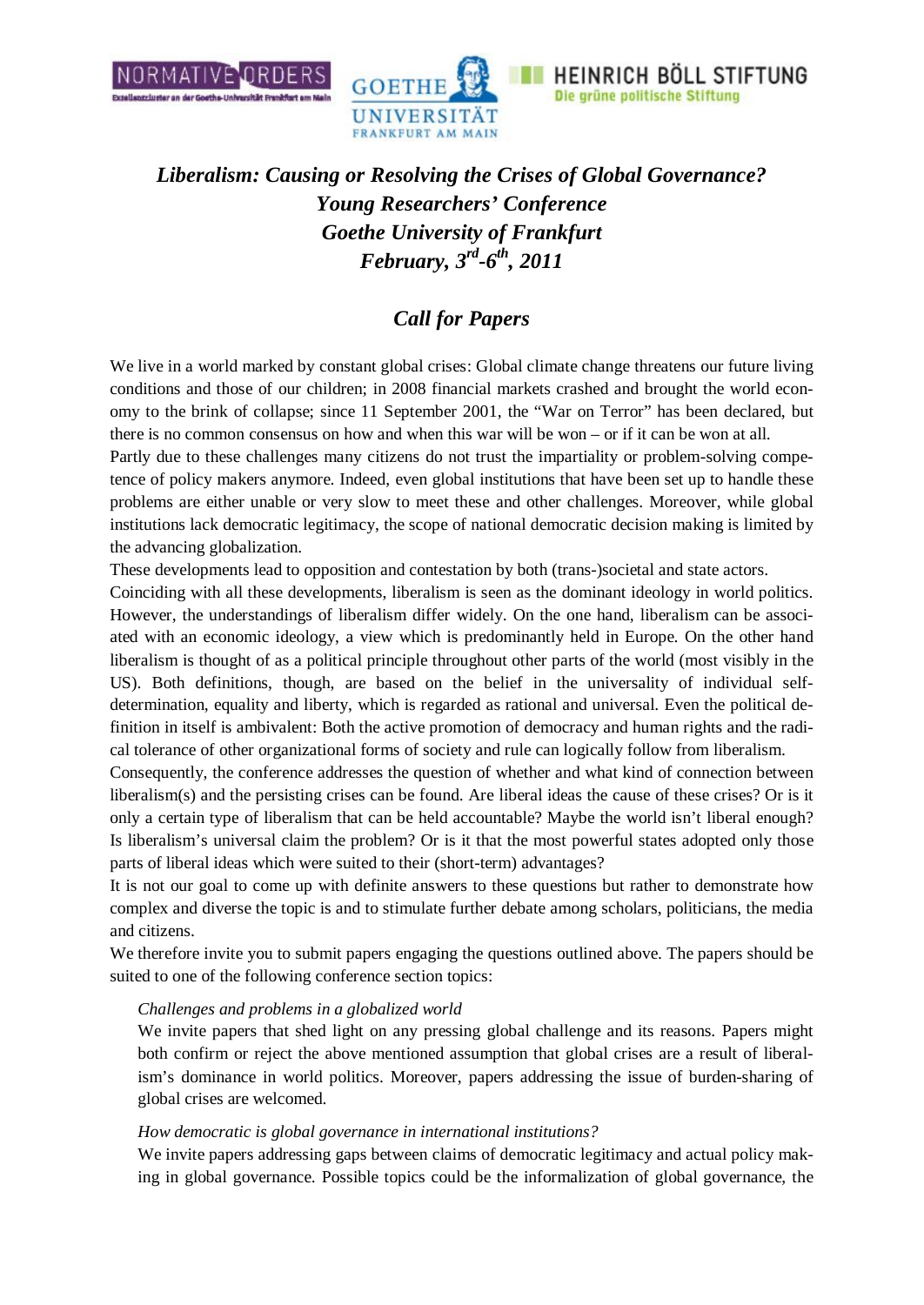NORMATIVE ORDERS
Exzellenzcluster an der Goethe-Universität Frankfurt am Main

GOETHE UNIVERSITÄT FRANKFURT AM MAIN

HEINRICH BÖLL STIFTUNG
Die grüne politische Stiftung

# *Liberalism: Causing or Resolving the Crises of Global Governance?*
## *Young Researchers' Conference*
## *Goethe University of Frankfurt*
## *February, 3rd-6th, 2011*

## *Call for Papers*

We live in a world marked by constant global crises: Global climate change threatens our future living conditions and those of our children; in 2008 financial markets crashed and brought the world economy to the brink of collapse; since 11 September 2001, the "War on Terror" has been declared, but there is no common consensus on how and when this war will be won – or if it can be won at all.

Partly due to these challenges many citizens do not trust the impartiality or problem-solving competence of policy makers anymore. Indeed, even global institutions that have been set up to handle these problems are either unable or very slow to meet these and other challenges. Moreover, while global institutions lack democratic legitimacy, the scope of national democratic decision making is limited by the advancing globalization.

These developments lead to opposition and contestation by both (trans-)societal and state actors.

Coinciding with all these developments, liberalism is seen as the dominant ideology in world politics. However, the understandings of liberalism differ widely. On the one hand, liberalism can be associated with an economic ideology, a view which is predominantly held in Europe. On the other hand liberalism is thought of as a political principle throughout other parts of the world (most visibly in the US). Both definitions, though, are based on the belief in the universality of individual self-determination, equality and liberty, which is regarded as rational and universal. Even the political definition in itself is ambivalent: Both the active promotion of democracy and human rights and the radical tolerance of other organizational forms of society and rule can logically follow from liberalism.

Consequently, the conference addresses the question of whether and what kind of connection between liberalism(s) and the persisting crises can be found. Are liberal ideas the cause of these crises? Or is it only a certain type of liberalism that can be held accountable? Maybe the world isn't liberal enough? Is liberalism's universal claim the problem? Or is it that the most powerful states adopted only those parts of liberal ideas which were suited to their (short-term) advantages?

It is not our goal to come up with definite answers to these questions but rather to demonstrate how complex and diverse the topic is and to stimulate further debate among scholars, politicians, the media and citizens.

We therefore invite you to submit papers engaging the questions outlined above. The papers should be suited to one of the following conference section topics:

*Challenges and problems in a globalized world*

We invite papers that shed light on any pressing global challenge and its reasons. Papers might both confirm or reject the above mentioned assumption that global crises are a result of liberalism's dominance in world politics. Moreover, papers addressing the issue of burden-sharing of global crises are welcomed.

*How democratic is global governance in international institutions?*

We invite papers addressing gaps between claims of democratic legitimacy and actual policy making in global governance. Possible topics could be the informalization of global governance, the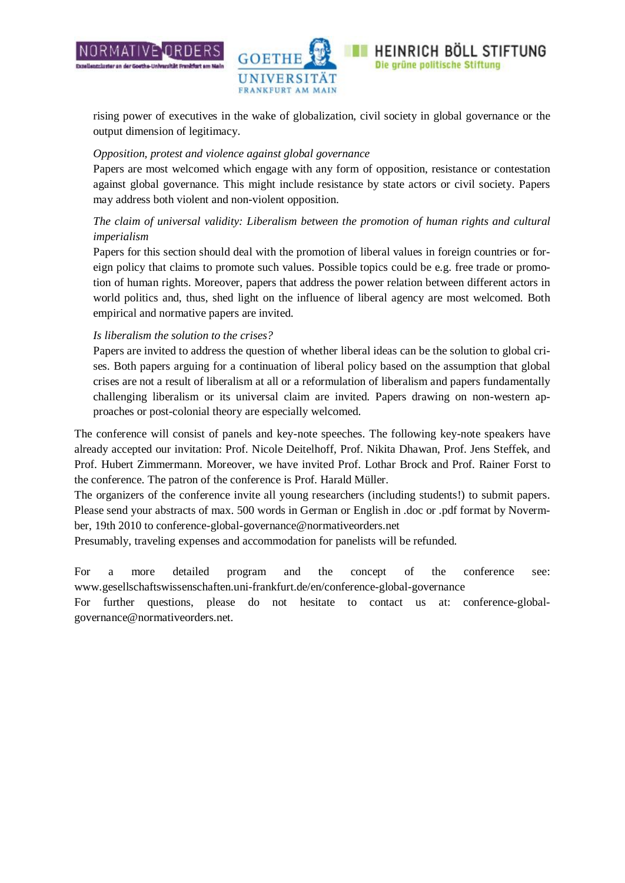rising power of executives in the wake of globalization, civil society in global governance or the output dimension of legitimacy.

*Opposition, protest and violence against global governance*

Papers are most welcomed which engage with any form of opposition, resistance or contestation against global governance. This might include resistance by state actors or civil society. Papers may address both violent and non-violent opposition.

*The claim of universal validity: Liberalism between the promotion of human rights and cultural imperialism*

Papers for this section should deal with the promotion of liberal values in foreign countries or foreign policy that claims to promote such values. Possible topics could be e.g. free trade or promotion of human rights. Moreover, papers that address the power relation between different actors in world politics and, thus, shed light on the influence of liberal agency are most welcomed. Both empirical and normative papers are invited.

*Is liberalism the solution to the crises?*

Papers are invited to address the question of whether liberal ideas can be the solution to global crises. Both papers arguing for a continuation of liberal policy based on the assumption that global crises are not a result of liberalism at all or a reformulation of liberalism and papers fundamentally challenging liberalism or its universal claim are invited. Papers drawing on non-western approaches or post-colonial theory are especially welcomed.

The conference will consist of panels and key-note speeches. The following key-note speakers have already accepted our invitation: Prof. Nicole Deitelhoff, Prof. Nikita Dhawan, Prof. Jens Steffek, and Prof. Hubert Zimmermann. Moreover, we have invited Prof. Lothar Brock and Prof. Rainer Forst to the conference. The patron of the conference is Prof. Harald Müller.

The organizers of the conference invite all young researchers (including students!) to submit papers. Please send your abstracts of max. 500 words in German or English in .doc or .pdf format by Novermber, 19th 2010 to conference-global-governance@normativeorders.net

Presumably, traveling expenses and accommodation for panelists will be refunded.

For a more detailed program and the concept of the conference see: www.gesellschaftswissenschaften.uni-frankfurt.de/en/conference-global-governance

For further questions, please do not hesitate to contact us at: conference-global-governance@normativeorders.net.